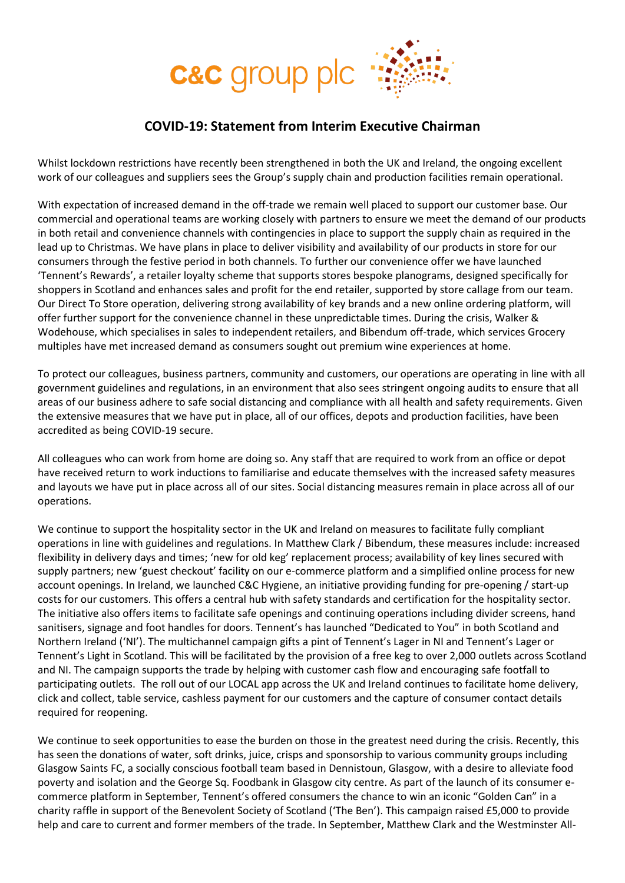c&c group plc

## COVID-19: Statement from Interim Executive Chairman

Whilst lockdown restrictions have recently been strengthened in both the UK and Ireland, the ongoing excellent work of our colleagues and suppliers sees the Group's supply chain and production facilities remain operational.

With expectation of increased demand in the off-trade we remain well placed to support our customer base. Our commercial and operational teams are working closely with partners to ensure we meet the demand of our products in both retail and convenience channels with contingencies in place to support the supply chain as required in the lead up to Christmas. We have plans in place to deliver visibility and availability of our products in store for our consumers through the festive period in both channels. To further our convenience offer we have launched 'Tennent's Rewards', a retailer loyalty scheme that supports stores bespoke planograms, designed specifically for shoppers in Scotland and enhances sales and profit for the end retailer, supported by store callage from our team. Our Direct To Store operation, delivering strong availability of key brands and a new online ordering platform, will offer further support for the convenience channel in these unpredictable times. During the crisis, Walker & Wodehouse, which specialises in sales to independent retailers, and Bibendum off-trade, which services Grocery multiples have met increased demand as consumers sought out premium wine experiences at home.

To protect our colleagues, business partners, community and customers, our operations are operating in line with all government guidelines and regulations, in an environment that also sees stringent ongoing audits to ensure that all areas of our business adhere to safe social distancing and compliance with all health and safety requirements. Given the extensive measures that we have put in place, all of our offices, depots and production facilities, have been accredited as being COVID-19 secure.

All colleagues who can work from home are doing so. Any staff that are required to work from an office or depot have received return to work inductions to familiarise and educate themselves with the increased safety measures and layouts we have put in place across all of our sites. Social distancing measures remain in place across all of our operations.

We continue to support the hospitality sector in the UK and Ireland on measures to facilitate fully compliant operations in line with guidelines and regulations. In Matthew Clark / Bibendum, these measures include: increased flexibility in delivery days and times; 'new for old keg' replacement process; availability of key lines secured with supply partners; new 'guest checkout' facility on our e-commerce platform and a simplified online process for new account openings. In Ireland, we launched C&C Hygiene, an initiative providing funding for pre-opening / start-up costs for our customers. This offers a central hub with safety standards and certification for the hospitality sector. The initiative also offers items to facilitate safe openings and continuing operations including divider screens, hand sanitisers, signage and foot handles for doors. Tennent's has launched "Dedicated to You" in both Scotland and Northern Ireland ('NI'). The multichannel campaign gifts a pint of Tennent's Lager in NI and Tennent's Lager or Tennent's Light in Scotland. This will be facilitated by the provision of a free keg to over 2,000 outlets across Scotland and NI. The campaign supports the trade by helping with customer cash flow and encouraging safe footfall to participating outlets. The roll out of our LOCAL app across the UK and Ireland continues to facilitate home delivery, click and collect, table service, cashless payment for our customers and the capture of consumer contact details required for reopening.

We continue to seek opportunities to ease the burden on those in the greatest need during the crisis. Recently, this has seen the donations of water, soft drinks, juice, crisps and sponsorship to various community groups including Glasgow Saints FC, a socially conscious football team based in Dennistoun, Glasgow, with a desire to alleviate food poverty and isolation and the George Sq. Foodbank in Glasgow city centre. As part of the launch of its consumer e-commerce platform in September, Tennent's offered consumers the chance to win an iconic "Golden Can" in a charity raffle in support of the Benevolent Society of Scotland ('The Ben'). This campaign raised £5,000 to provide help and care to current and former members of the trade. In September, Matthew Clark and the Westminster All-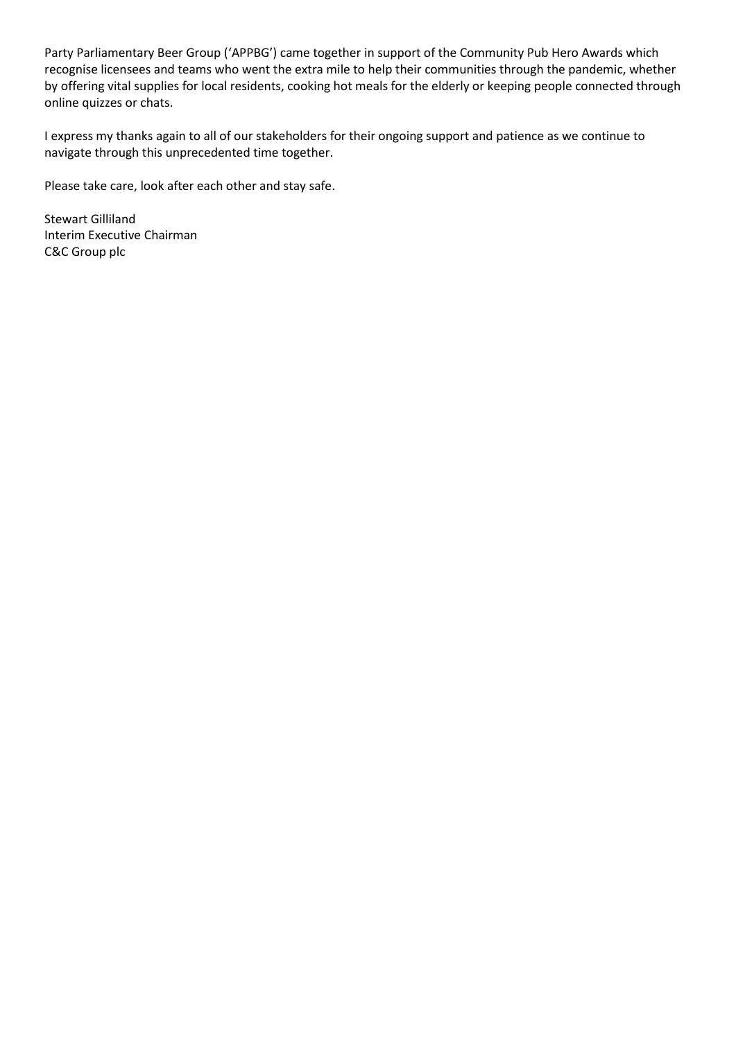Party Parliamentary Beer Group ('APPBG') came together in support of the Community Pub Hero Awards which recognise licensees and teams who went the extra mile to help their communities through the pandemic, whether by offering vital supplies for local residents, cooking hot meals for the elderly or keeping people connected through online quizzes or chats.

I express my thanks again to all of our stakeholders for their ongoing support and patience as we continue to navigate through this unprecedented time together.

Please take care, look after each other and stay safe.

Stewart Gilliland
Interim Executive Chairman
C&C Group plc